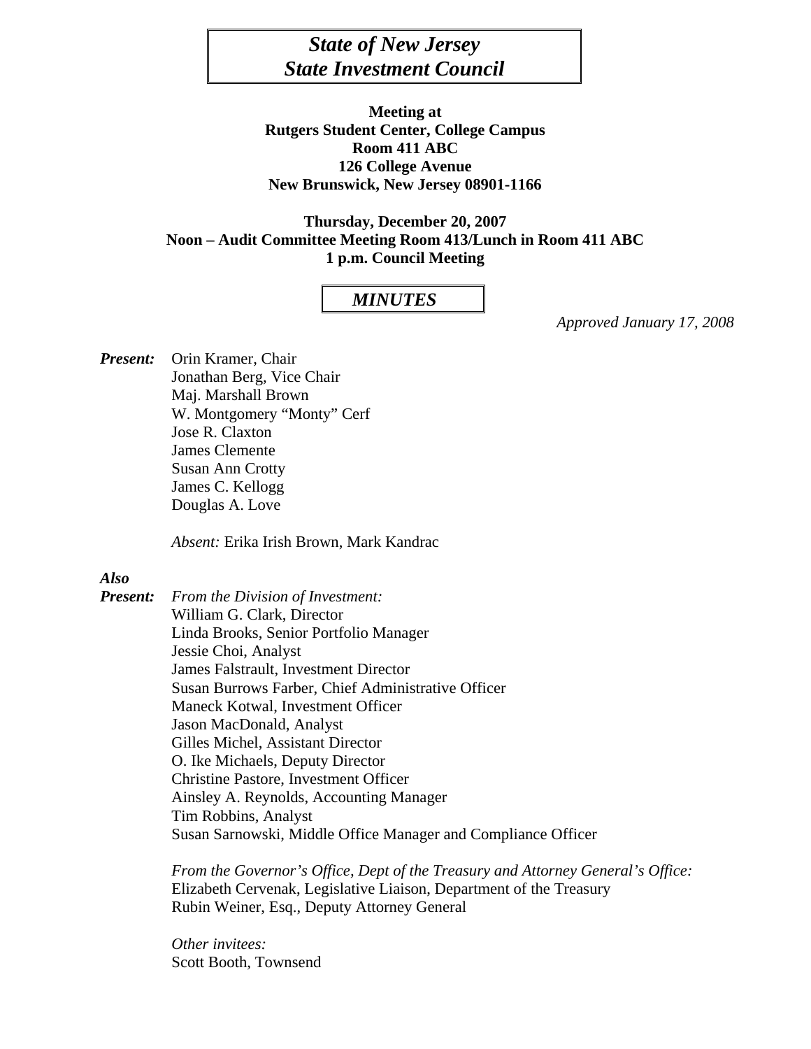# *State of New Jersey*
# *State Investment Council*

**Meeting at**
**Rutgers Student Center, College Campus**
**Room 411 ABC**
**126 College Avenue**
**New Brunswick, New Jersey 08901-1166**

**Thursday, December 20, 2007**
**Noon – Audit Committee Meeting Room 413/Lunch in Room 411 ABC**
**1 p.m. Council Meeting**

## *MINUTES*

*Approved January 17, 2008*

***Present:***
Orin Kramer, Chair
Jonathan Berg, Vice Chair
Maj. Marshall Brown
W. Montgomery "Monty" Cerf
Jose R. Claxton
James Clemente
Susan Ann Crotty
James C. Kellogg
Douglas A. Love

*Absent:* Erika Irish Brown, Mark Kandrac

***Also Present:***
*From the Division of Investment:*
William G. Clark, Director
Linda Brooks, Senior Portfolio Manager
Jessie Choi, Analyst
James Falstrault, Investment Director
Susan Burrows Farber, Chief Administrative Officer
Maneck Kotwal, Investment Officer
Jason MacDonald, Analyst
Gilles Michel, Assistant Director
O. Ike Michaels, Deputy Director
Christine Pastore, Investment Officer
Ainsley A. Reynolds, Accounting Manager
Tim Robbins, Analyst
Susan Sarnowski, Middle Office Manager and Compliance Officer

*From the Governor's Office, Dept of the Treasury and Attorney General's Office:*
Elizabeth Cervenak, Legislative Liaison, Department of the Treasury
Rubin Weiner, Esq., Deputy Attorney General

*Other invitees:*
Scott Booth, Townsend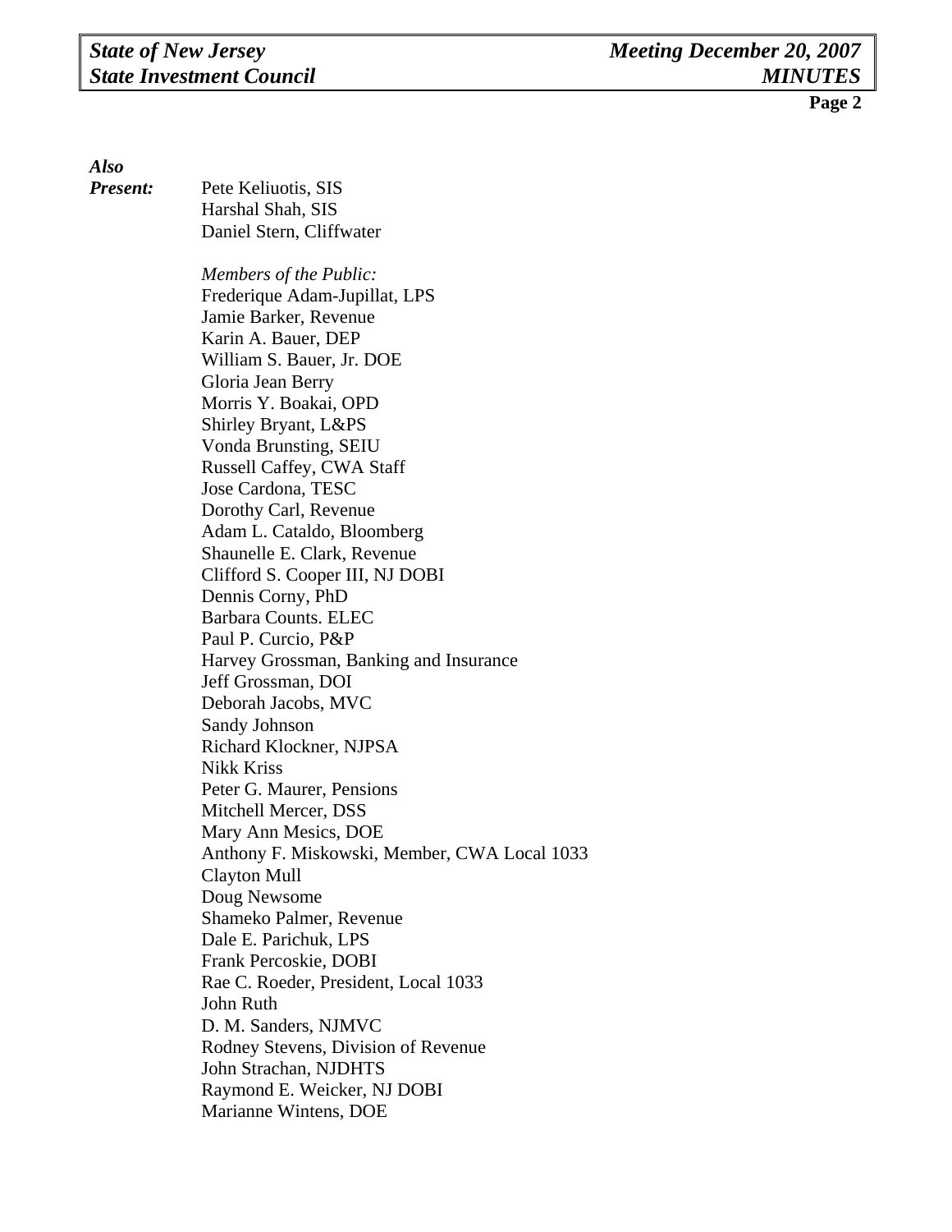***Also Present:***

Pete Keliuotis, SIS
Harshal Shah, SIS
Daniel Stern, Cliffwater

*Members of the Public:*
Frederique Adam-Jupillat, LPS
Jamie Barker, Revenue
Karin A. Bauer, DEP
William S. Bauer, Jr. DOE
Gloria Jean Berry
Morris Y. Boakai, OPD
Shirley Bryant, L&PS
Vonda Brunsting, SEIU
Russell Caffey, CWA Staff
Jose Cardona, TESC
Dorothy Carl, Revenue
Adam L. Cataldo, Bloomberg
Shaunelle E. Clark, Revenue
Clifford S. Cooper III, NJ DOBI
Dennis Corny, PhD
Barbara Counts. ELEC
Paul P. Curcio, P&P
Harvey Grossman, Banking and Insurance
Jeff Grossman, DOI
Deborah Jacobs, MVC
Sandy Johnson
Richard Klockner, NJPSA
Nikk Kriss
Peter G. Maurer, Pensions
Mitchell Mercer, DSS
Mary Ann Mesics, DOE
Anthony F. Miskowski, Member, CWA Local 1033
Clayton Mull
Doug Newsome
Shameko Palmer, Revenue
Dale E. Parichuk, LPS
Frank Percoskie, DOBI
Rae C. Roeder, President, Local 1033
John Ruth
D. M. Sanders, NJMVC
Rodney Stevens, Division of Revenue
John Strachan, NJDHTS
Raymond E. Weicker, NJ DOBI
Marianne Wintens, DOE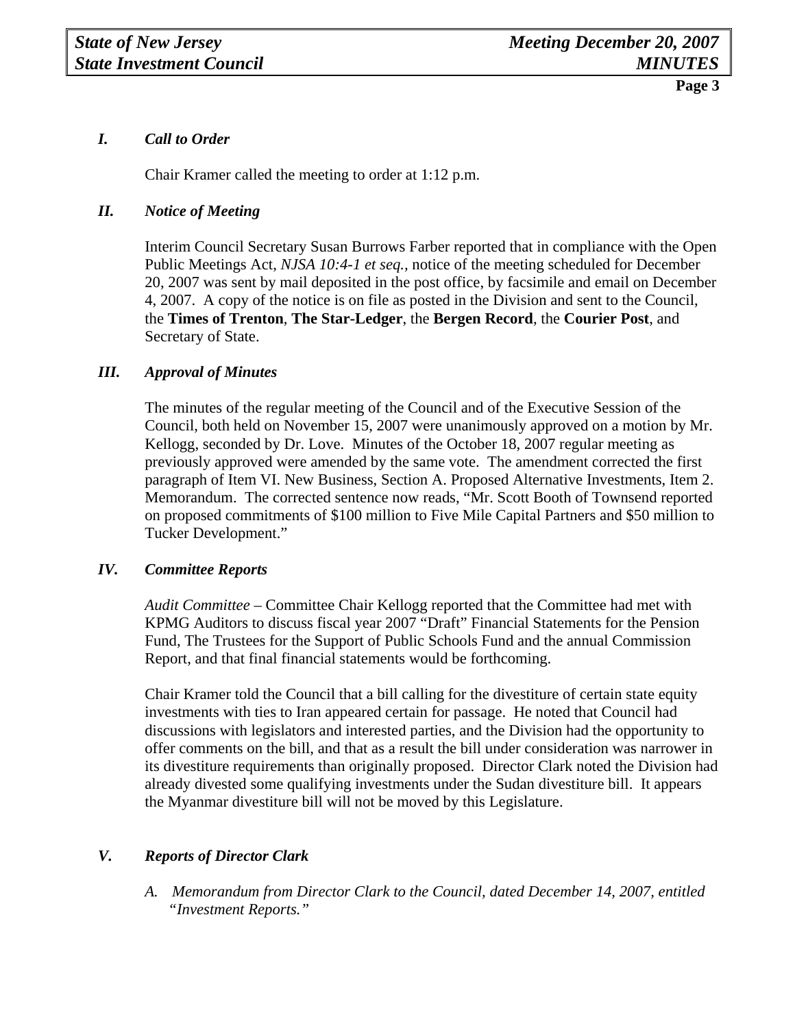## *I. Call to Order*

Chair Kramer called the meeting to order at 1:12 p.m.

## *II. Notice of Meeting*

Interim Council Secretary Susan Burrows Farber reported that in compliance with the Open Public Meetings Act, *NJSA 10:4-1 et seq.*, notice of the meeting scheduled for December 20, 2007 was sent by mail deposited in the post office, by facsimile and email on December 4, 2007. A copy of the notice is on file as posted in the Division and sent to the Council, the **Times of Trenton**, **The Star-Ledger**, the **Bergen Record**, the **Courier Post**, and Secretary of State.

## *III. Approval of Minutes*

The minutes of the regular meeting of the Council and of the Executive Session of the Council, both held on November 15, 2007 were unanimously approved on a motion by Mr. Kellogg, seconded by Dr. Love. Minutes of the October 18, 2007 regular meeting as previously approved were amended by the same vote. The amendment corrected the first paragraph of Item VI. New Business, Section A. Proposed Alternative Investments, Item 2. Memorandum. The corrected sentence now reads, "Mr. Scott Booth of Townsend reported on proposed commitments of $100 million to Five Mile Capital Partners and $50 million to Tucker Development."

## *IV. Committee Reports*

*Audit Committee* – Committee Chair Kellogg reported that the Committee had met with KPMG Auditors to discuss fiscal year 2007 "Draft" Financial Statements for the Pension Fund, The Trustees for the Support of Public Schools Fund and the annual Commission Report, and that final financial statements would be forthcoming.

Chair Kramer told the Council that a bill calling for the divestiture of certain state equity investments with ties to Iran appeared certain for passage. He noted that Council had discussions with legislators and interested parties, and the Division had the opportunity to offer comments on the bill, and that as a result the bill under consideration was narrower in its divestiture requirements than originally proposed. Director Clark noted the Division had already divested some qualifying investments under the Sudan divestiture bill. It appears the Myanmar divestiture bill will not be moved by this Legislature.

## *V. Reports of Director Clark*

*A. Memorandum from Director Clark to the Council, dated December 14, 2007, entitled "Investment Reports."*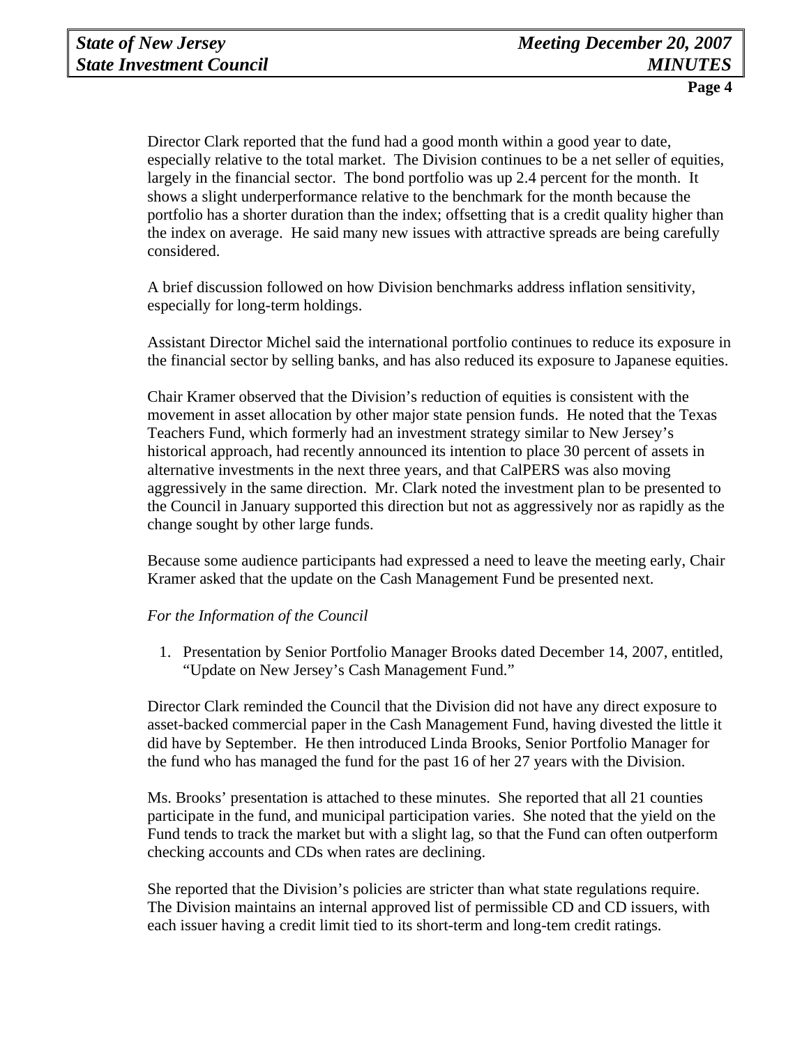Director Clark reported that the fund had a good month within a good year to date, especially relative to the total market. The Division continues to be a net seller of equities, largely in the financial sector. The bond portfolio was up 2.4 percent for the month. It shows a slight underperformance relative to the benchmark for the month because the portfolio has a shorter duration than the index; offsetting that is a credit quality higher than the index on average. He said many new issues with attractive spreads are being carefully considered.

A brief discussion followed on how Division benchmarks address inflation sensitivity, especially for long-term holdings.

Assistant Director Michel said the international portfolio continues to reduce its exposure in the financial sector by selling banks, and has also reduced its exposure to Japanese equities.

Chair Kramer observed that the Division's reduction of equities is consistent with the movement in asset allocation by other major state pension funds. He noted that the Texas Teachers Fund, which formerly had an investment strategy similar to New Jersey's historical approach, had recently announced its intention to place 30 percent of assets in alternative investments in the next three years, and that CalPERS was also moving aggressively in the same direction. Mr. Clark noted the investment plan to be presented to the Council in January supported this direction but not as aggressively nor as rapidly as the change sought by other large funds.

Because some audience participants had expressed a need to leave the meeting early, Chair Kramer asked that the update on the Cash Management Fund be presented next.

*For the Information of the Council*

1. Presentation by Senior Portfolio Manager Brooks dated December 14, 2007, entitled, "Update on New Jersey's Cash Management Fund."

Director Clark reminded the Council that the Division did not have any direct exposure to asset-backed commercial paper in the Cash Management Fund, having divested the little it did have by September. He then introduced Linda Brooks, Senior Portfolio Manager for the fund who has managed the fund for the past 16 of her 27 years with the Division.

Ms. Brooks' presentation is attached to these minutes. She reported that all 21 counties participate in the fund, and municipal participation varies. She noted that the yield on the Fund tends to track the market but with a slight lag, so that the Fund can often outperform checking accounts and CDs when rates are declining.

She reported that the Division's policies are stricter than what state regulations require. The Division maintains an internal approved list of permissible CD and CD issuers, with each issuer having a credit limit tied to its short-term and long-tem credit ratings.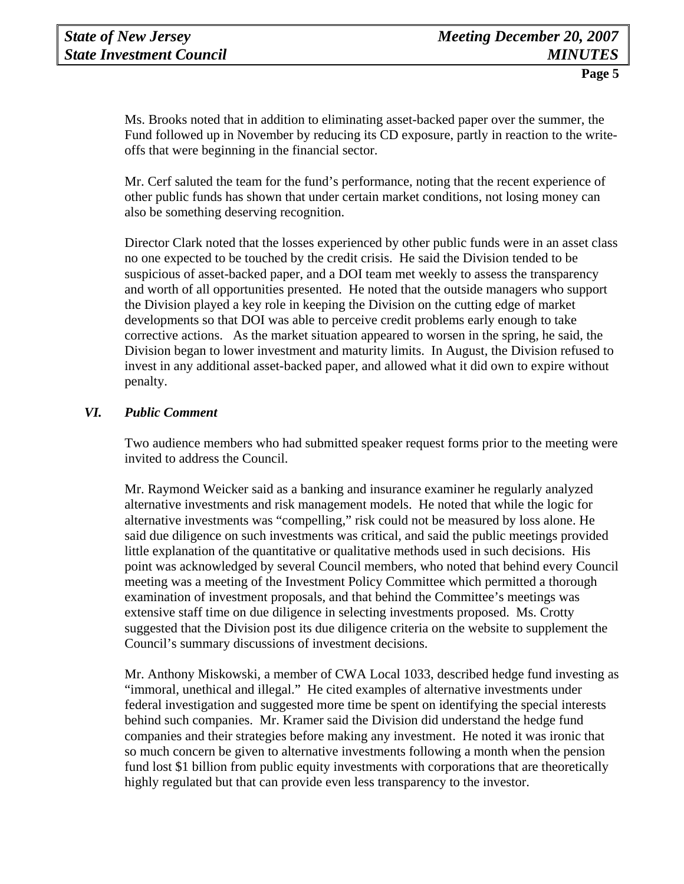Ms. Brooks noted that in addition to eliminating asset-backed paper over the summer, the Fund followed up in November by reducing its CD exposure, partly in reaction to the write-offs that were beginning in the financial sector.

Mr. Cerf saluted the team for the fund's performance, noting that the recent experience of other public funds has shown that under certain market conditions, not losing money can also be something deserving recognition.

Director Clark noted that the losses experienced by other public funds were in an asset class no one expected to be touched by the credit crisis. He said the Division tended to be suspicious of asset-backed paper, and a DOI team met weekly to assess the transparency and worth of all opportunities presented. He noted that the outside managers who support the Division played a key role in keeping the Division on the cutting edge of market developments so that DOI was able to perceive credit problems early enough to take corrective actions. As the market situation appeared to worsen in the spring, he said, the Division began to lower investment and maturity limits. In August, the Division refused to invest in any additional asset-backed paper, and allowed what it did own to expire without penalty.

## *VI. Public Comment*

Two audience members who had submitted speaker request forms prior to the meeting were invited to address the Council.

Mr. Raymond Weicker said as a banking and insurance examiner he regularly analyzed alternative investments and risk management models. He noted that while the logic for alternative investments was "compelling," risk could not be measured by loss alone. He said due diligence on such investments was critical, and said the public meetings provided little explanation of the quantitative or qualitative methods used in such decisions. His point was acknowledged by several Council members, who noted that behind every Council meeting was a meeting of the Investment Policy Committee which permitted a thorough examination of investment proposals, and that behind the Committee's meetings was extensive staff time on due diligence in selecting investments proposed. Ms. Crotty suggested that the Division post its due diligence criteria on the website to supplement the Council's summary discussions of investment decisions.

Mr. Anthony Miskowski, a member of CWA Local 1033, described hedge fund investing as "immoral, unethical and illegal." He cited examples of alternative investments under federal investigation and suggested more time be spent on identifying the special interests behind such companies. Mr. Kramer said the Division did understand the hedge fund companies and their strategies before making any investment. He noted it was ironic that so much concern be given to alternative investments following a month when the pension fund lost $1 billion from public equity investments with corporations that are theoretically highly regulated but that can provide even less transparency to the investor.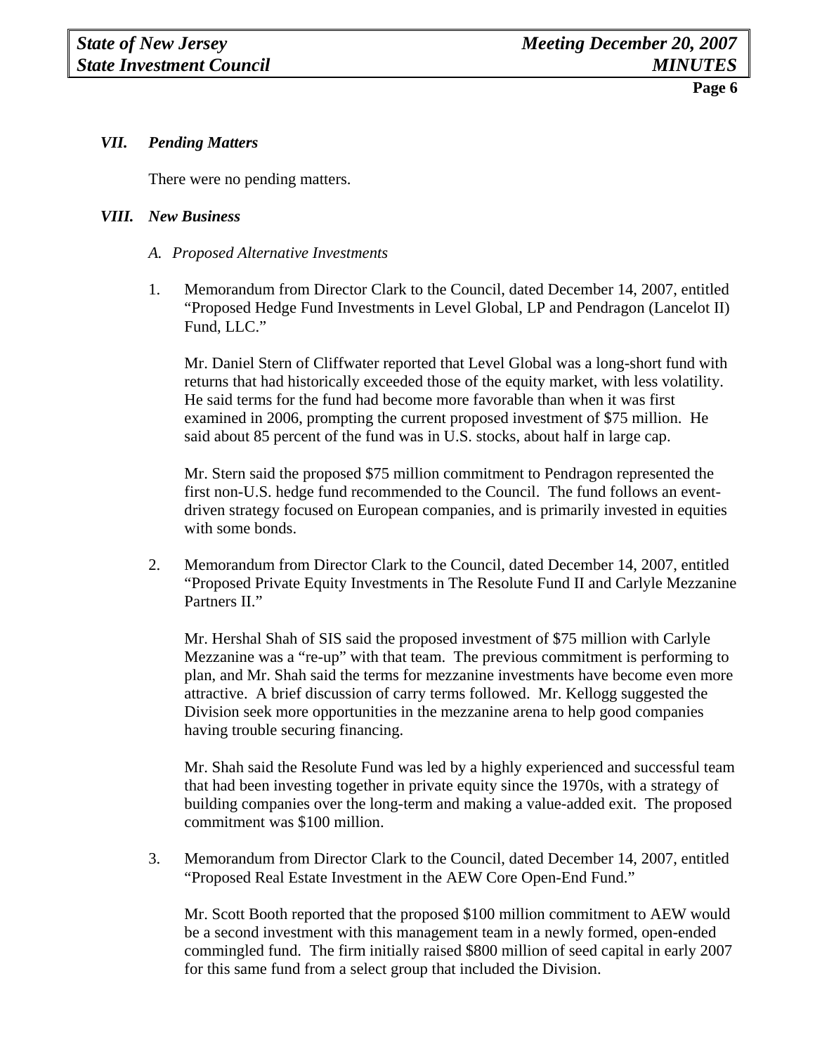### *VII. Pending Matters*

There were no pending matters.

### *VIII. New Business*

*A. Proposed Alternative Investments*

1. Memorandum from Director Clark to the Council, dated December 14, 2007, entitled "Proposed Hedge Fund Investments in Level Global, LP and Pendragon (Lancelot II) Fund, LLC."

   Mr. Daniel Stern of Cliffwater reported that Level Global was a long-short fund with returns that had historically exceeded those of the equity market, with less volatility. He said terms for the fund had become more favorable than when it was first examined in 2006, prompting the current proposed investment of $75 million. He said about 85 percent of the fund was in U.S. stocks, about half in large cap.

   Mr. Stern said the proposed $75 million commitment to Pendragon represented the first non-U.S. hedge fund recommended to the Council. The fund follows an event-driven strategy focused on European companies, and is primarily invested in equities with some bonds.

2. Memorandum from Director Clark to the Council, dated December 14, 2007, entitled "Proposed Private Equity Investments in The Resolute Fund II and Carlyle Mezzanine Partners II."

   Mr. Hershal Shah of SIS said the proposed investment of $75 million with Carlyle Mezzanine was a "re-up" with that team. The previous commitment is performing to plan, and Mr. Shah said the terms for mezzanine investments have become even more attractive. A brief discussion of carry terms followed. Mr. Kellogg suggested the Division seek more opportunities in the mezzanine arena to help good companies having trouble securing financing.

   Mr. Shah said the Resolute Fund was led by a highly experienced and successful team that had been investing together in private equity since the 1970s, with a strategy of building companies over the long-term and making a value-added exit. The proposed commitment was $100 million.

3. Memorandum from Director Clark to the Council, dated December 14, 2007, entitled "Proposed Real Estate Investment in the AEW Core Open-End Fund."

   Mr. Scott Booth reported that the proposed $100 million commitment to AEW would be a second investment with this management team in a newly formed, open-ended commingled fund. The firm initially raised $800 million of seed capital in early 2007 for this same fund from a select group that included the Division.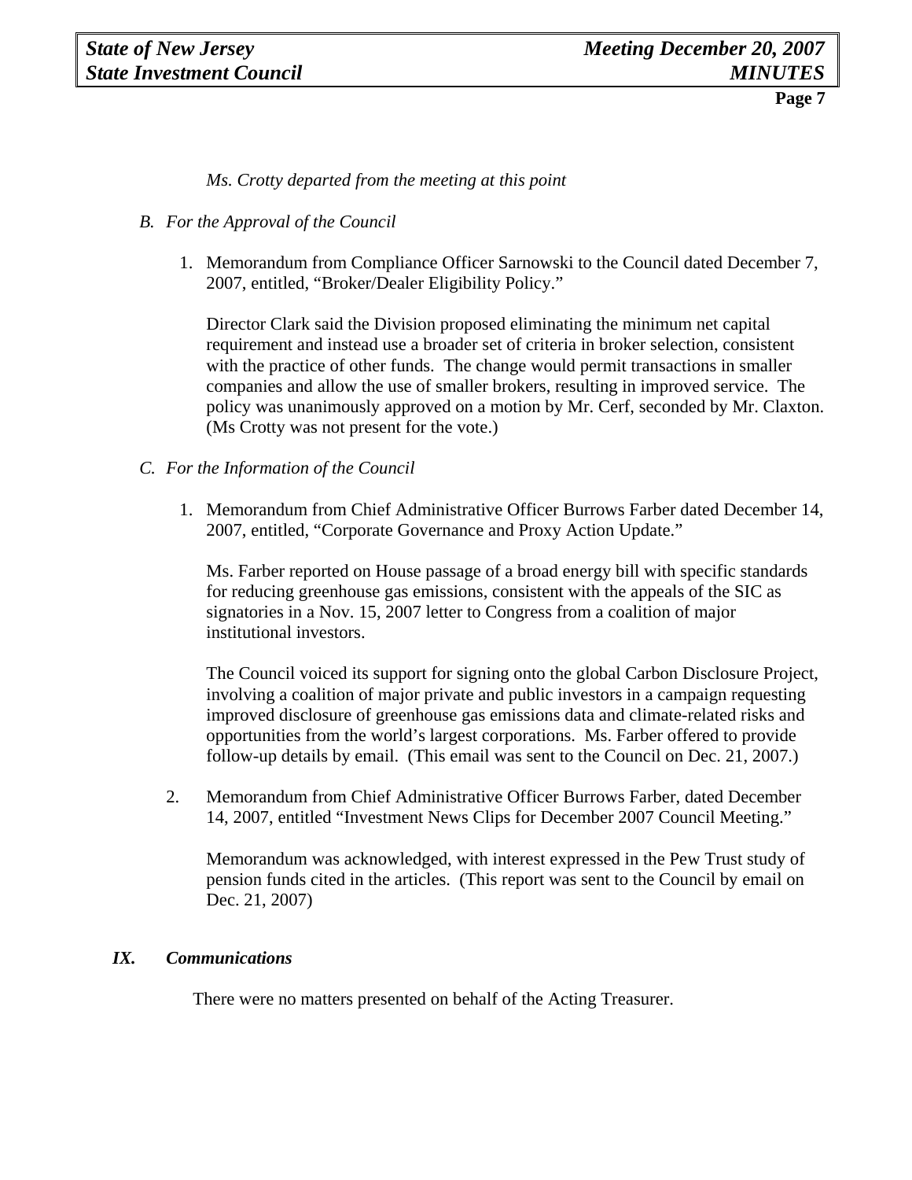*Ms. Crotty departed from the meeting at this point*

*B. For the Approval of the Council*

1. Memorandum from Compliance Officer Sarnowski to the Council dated December 7, 2007, entitled, "Broker/Dealer Eligibility Policy."

   Director Clark said the Division proposed eliminating the minimum net capital requirement and instead use a broader set of criteria in broker selection, consistent with the practice of other funds. The change would permit transactions in smaller companies and allow the use of smaller brokers, resulting in improved service. The policy was unanimously approved on a motion by Mr. Cerf, seconded by Mr. Claxton. (Ms Crotty was not present for the vote.)

*C. For the Information of the Council*

1. Memorandum from Chief Administrative Officer Burrows Farber dated December 14, 2007, entitled, "Corporate Governance and Proxy Action Update."

   Ms. Farber reported on House passage of a broad energy bill with specific standards for reducing greenhouse gas emissions, consistent with the appeals of the SIC as signatories in a Nov. 15, 2007 letter to Congress from a coalition of major institutional investors.

   The Council voiced its support for signing onto the global Carbon Disclosure Project, involving a coalition of major private and public investors in a campaign requesting improved disclosure of greenhouse gas emissions data and climate-related risks and opportunities from the world's largest corporations. Ms. Farber offered to provide follow-up details by email. (This email was sent to the Council on Dec. 21, 2007.)

2. Memorandum from Chief Administrative Officer Burrows Farber, dated December 14, 2007, entitled "Investment News Clips for December 2007 Council Meeting."

   Memorandum was acknowledged, with interest expressed in the Pew Trust study of pension funds cited in the articles. (This report was sent to the Council by email on Dec. 21, 2007)

## *IX. Communications*

There were no matters presented on behalf of the Acting Treasurer.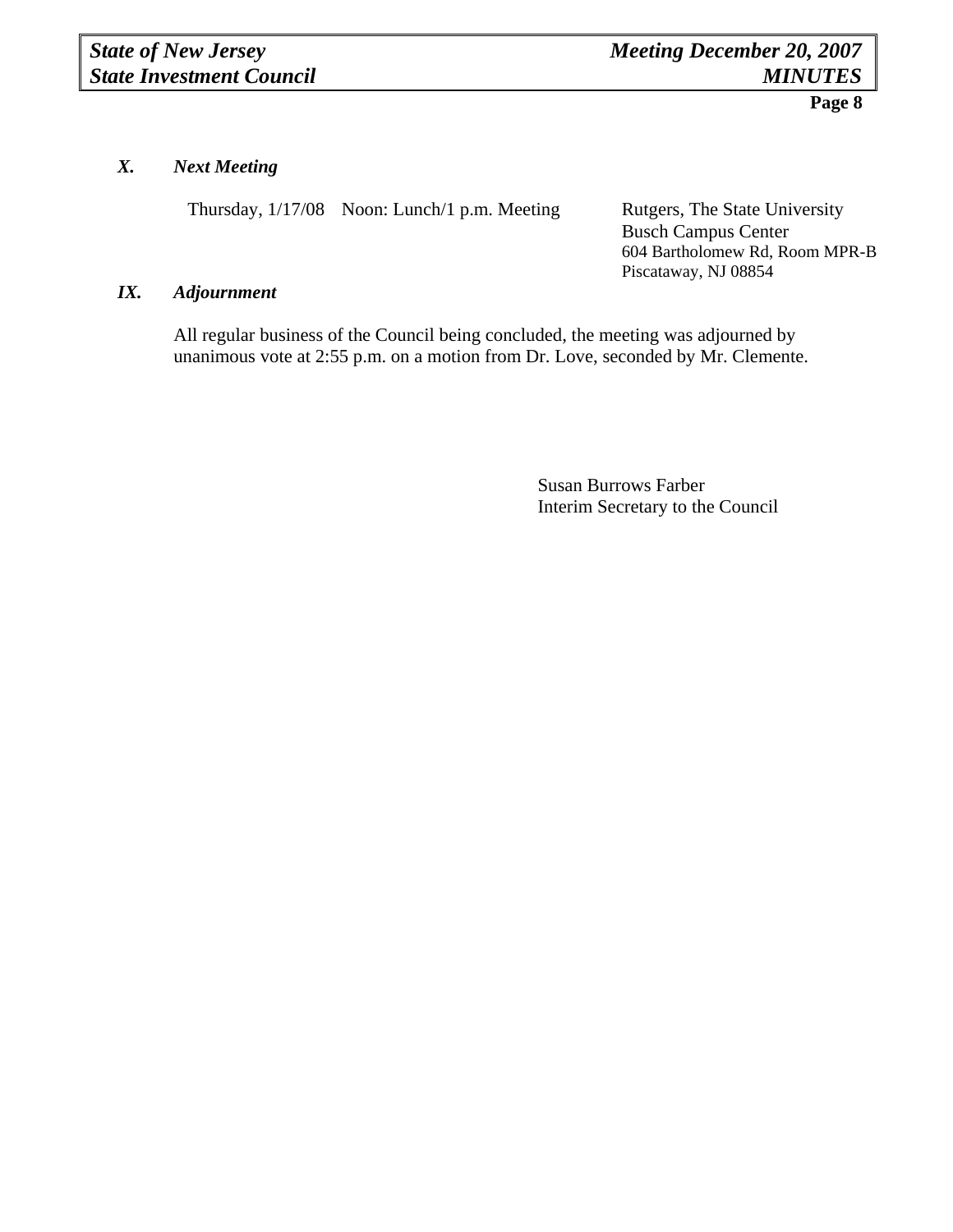### *X. Next Meeting*

Thursday, 1/17/08 Noon: Lunch/1 p.m. Meeting

Rutgers, The State University
Busch Campus Center
604 Bartholomew Rd, Room MPR-B
Piscataway, NJ 08854

### *IX. Adjournment*

All regular business of the Council being concluded, the meeting was adjourned by unanimous vote at 2:55 p.m. on a motion from Dr. Love, seconded by Mr. Clemente.

Susan Burrows Farber
Interim Secretary to the Council